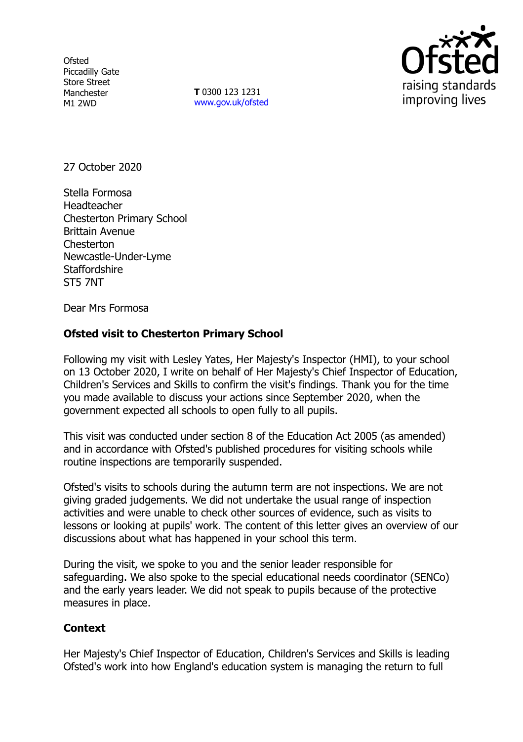Ofsted
Piccadilly Gate
Store Street
Manchester
M1 2WD

**T** 0300 123 1231
www.gov.uk/ofsted

27 October 2020

Stella Formosa
Headteacher
Chesterton Primary School
Brittain Avenue
Chesterton
Newcastle-Under-Lyme
Staffordshire
ST5 7NT

Dear Mrs Formosa

**Ofsted visit to Chesterton Primary School**

Following my visit with Lesley Yates, Her Majesty's Inspector (HMI), to your school on 13 October 2020, I write on behalf of Her Majesty's Chief Inspector of Education, Children's Services and Skills to confirm the visit's findings. Thank you for the time you made available to discuss your actions since September 2020, when the government expected all schools to open fully to all pupils.

This visit was conducted under section 8 of the Education Act 2005 (as amended) and in accordance with Ofsted's published procedures for visiting schools while routine inspections are temporarily suspended.

Ofsted's visits to schools during the autumn term are not inspections. We are not giving graded judgements. We did not undertake the usual range of inspection activities and were unable to check other sources of evidence, such as visits to lessons or looking at pupils' work. The content of this letter gives an overview of our discussions about what has happened in your school this term.

During the visit, we spoke to you and the senior leader responsible for safeguarding. We also spoke to the special educational needs coordinator (SENCo) and the early years leader. We did not speak to pupils because of the protective measures in place.

**Context**

Her Majesty's Chief Inspector of Education, Children's Services and Skills is leading Ofsted's work into how England's education system is managing the return to full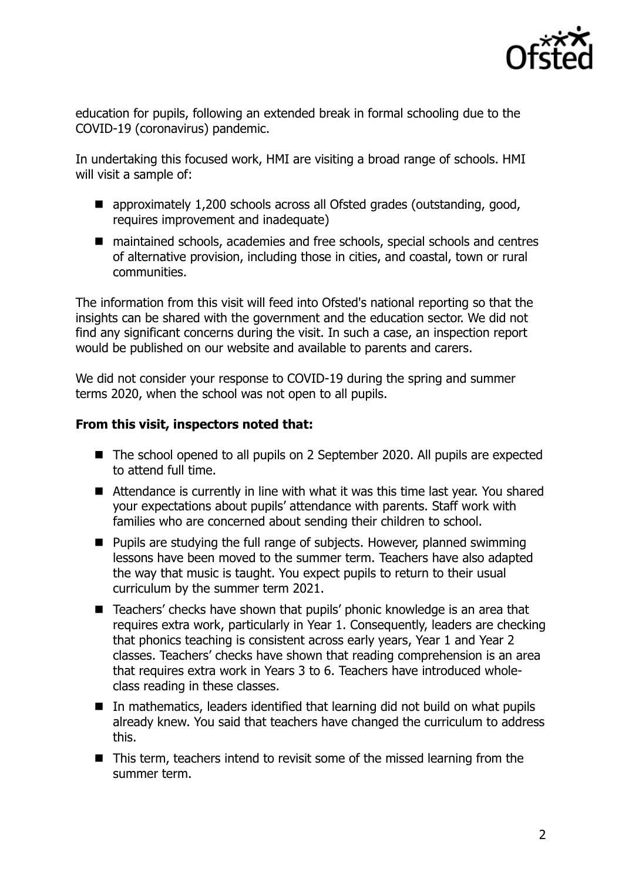education for pupils, following an extended break in formal schooling due to the COVID-19 (coronavirus) pandemic.

In undertaking this focused work, HMI are visiting a broad range of schools. HMI will visit a sample of:

- approximately 1,200 schools across all Ofsted grades (outstanding, good, requires improvement and inadequate)
- maintained schools, academies and free schools, special schools and centres of alternative provision, including those in cities, and coastal, town or rural communities.

The information from this visit will feed into Ofsted's national reporting so that the insights can be shared with the government and the education sector. We did not find any significant concerns during the visit. In such a case, an inspection report would be published on our website and available to parents and carers.

We did not consider your response to COVID-19 during the spring and summer terms 2020, when the school was not open to all pupils.

**From this visit, inspectors noted that:**

- The school opened to all pupils on 2 September 2020. All pupils are expected to attend full time.
- Attendance is currently in line with what it was this time last year. You shared your expectations about pupils' attendance with parents. Staff work with families who are concerned about sending their children to school.
- Pupils are studying the full range of subjects. However, planned swimming lessons have been moved to the summer term. Teachers have also adapted the way that music is taught. You expect pupils to return to their usual curriculum by the summer term 2021.
- Teachers' checks have shown that pupils' phonic knowledge is an area that requires extra work, particularly in Year 1. Consequently, leaders are checking that phonics teaching is consistent across early years, Year 1 and Year 2 classes. Teachers' checks have shown that reading comprehension is an area that requires extra work in Years 3 to 6. Teachers have introduced whole-class reading in these classes.
- In mathematics, leaders identified that learning did not build on what pupils already knew. You said that teachers have changed the curriculum to address this.
- This term, teachers intend to revisit some of the missed learning from the summer term.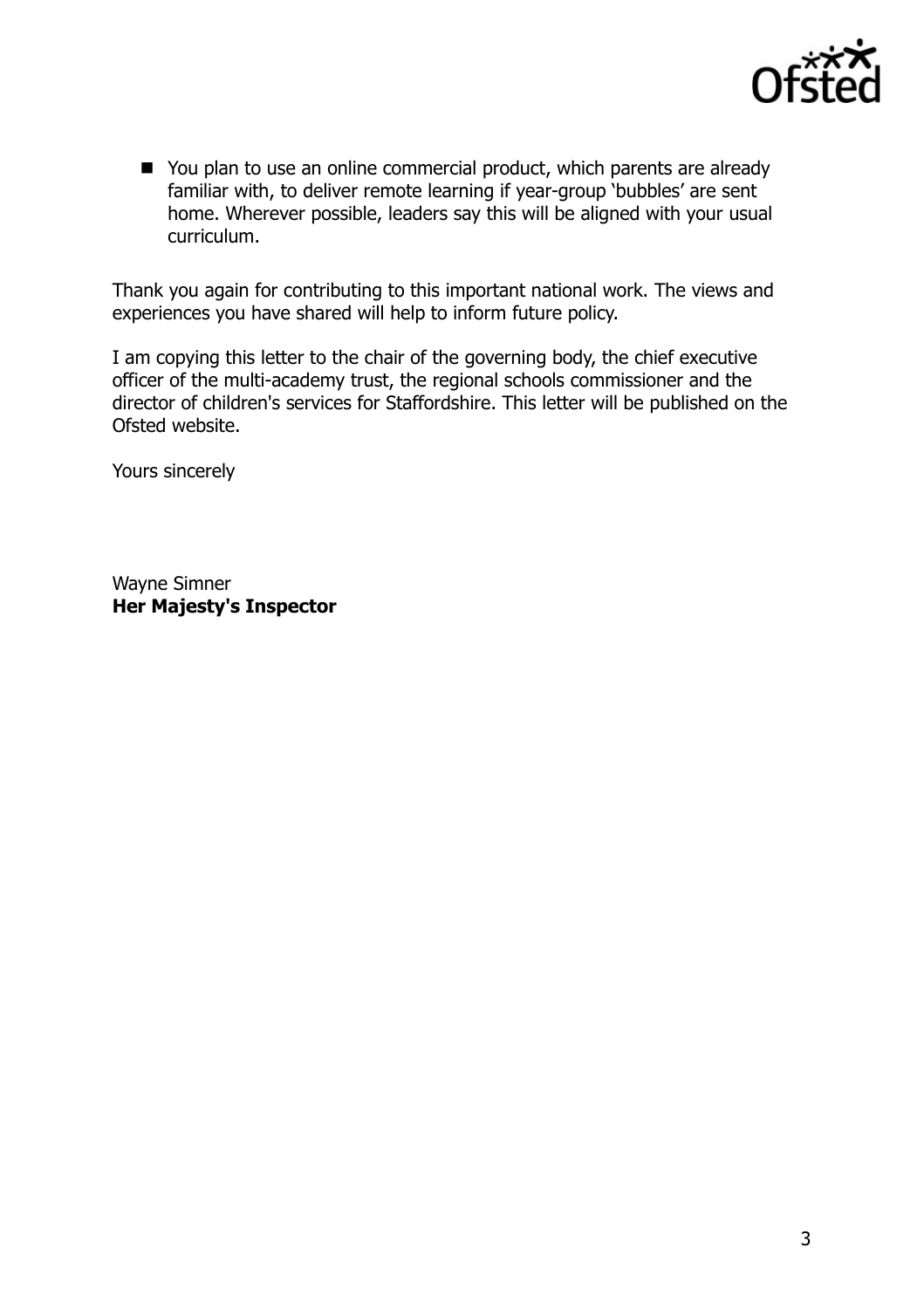- You plan to use an online commercial product, which parents are already familiar with, to deliver remote learning if year-group 'bubbles' are sent home. Wherever possible, leaders say this will be aligned with your usual curriculum.

Thank you again for contributing to this important national work. The views and experiences you have shared will help to inform future policy.

I am copying this letter to the chair of the governing body, the chief executive officer of the multi-academy trust, the regional schools commissioner and the director of children's services for Staffordshire. This letter will be published on the Ofsted website.

Yours sincerely

Wayne Simner
**Her Majesty's Inspector**